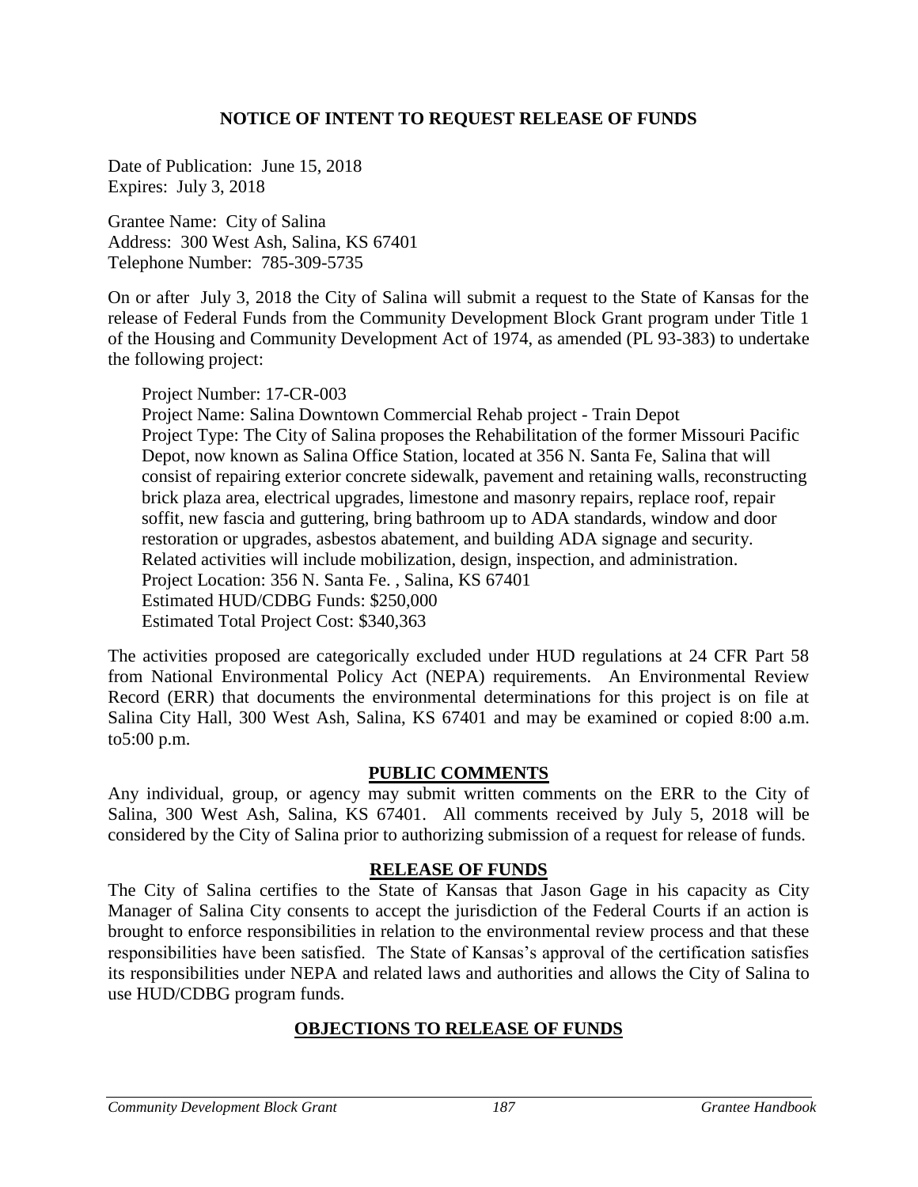## NOTICE OF INTENT TO REQUEST RELEASE OF FUNDS

Date of Publication: June 15, 2018
Expires: July 3, 2018

Grantee Name: City of Salina
Address: 300 West Ash, Salina, KS 67401
Telephone Number: 785-309-5735

On or after July 3, 2018 the City of Salina will submit a request to the State of Kansas for the release of Federal Funds from the Community Development Block Grant program under Title 1 of the Housing and Community Development Act of 1974, as amended (PL 93-383) to undertake the following project:

Project Number: 17-CR-003
Project Name: Salina Downtown Commercial Rehab project - Train Depot
Project Type: The City of Salina proposes the Rehabilitation of the former Missouri Pacific Depot, now known as Salina Office Station, located at 356 N. Santa Fe, Salina that will consist of repairing exterior concrete sidewalk, pavement and retaining walls, reconstructing brick plaza area, electrical upgrades, limestone and masonry repairs, replace roof, repair soffit, new fascia and guttering, bring bathroom up to ADA standards, window and door restoration or upgrades, asbestos abatement, and building ADA signage and security. Related activities will include mobilization, design, inspection, and administration.
Project Location: 356 N. Santa Fe. , Salina, KS 67401
Estimated HUD/CDBG Funds: $250,000
Estimated Total Project Cost: $340,363

The activities proposed are categorically excluded under HUD regulations at 24 CFR Part 58 from National Environmental Policy Act (NEPA) requirements. An Environmental Review Record (ERR) that documents the environmental determinations for this project is on file at Salina City Hall, 300 West Ash, Salina, KS 67401 and may be examined or copied 8:00 a.m. to5:00 p.m.

### PUBLIC COMMENTS

Any individual, group, or agency may submit written comments on the ERR to the City of Salina, 300 West Ash, Salina, KS 67401. All comments received by July 5, 2018 will be considered by the City of Salina prior to authorizing submission of a request for release of funds.

### RELEASE OF FUNDS

The City of Salina certifies to the State of Kansas that Jason Gage in his capacity as City Manager of Salina City consents to accept the jurisdiction of the Federal Courts if an action is brought to enforce responsibilities in relation to the environmental review process and that these responsibilities have been satisfied. The State of Kansas's approval of the certification satisfies its responsibilities under NEPA and related laws and authorities and allows the City of Salina to use HUD/CDBG program funds.

### OBJECTIONS TO RELEASE OF FUNDS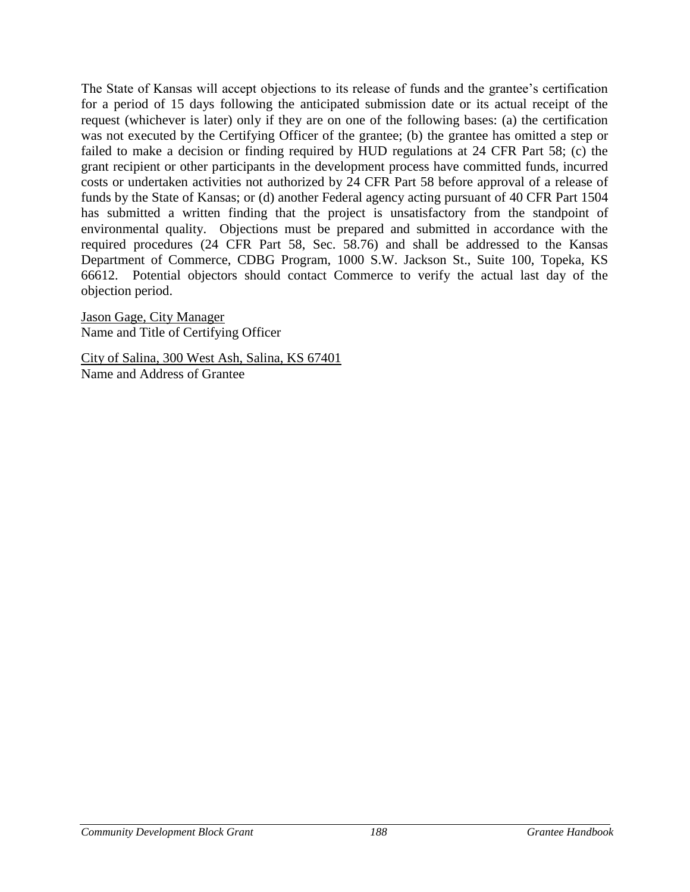The State of Kansas will accept objections to its release of funds and the grantee's certification for a period of 15 days following the anticipated submission date or its actual receipt of the request (whichever is later) only if they are on one of the following bases: (a) the certification was not executed by the Certifying Officer of the grantee; (b) the grantee has omitted a step or failed to make a decision or finding required by HUD regulations at 24 CFR Part 58; (c) the grant recipient or other participants in the development process have committed funds, incurred costs or undertaken activities not authorized by 24 CFR Part 58 before approval of a release of funds by the State of Kansas; or (d) another Federal agency acting pursuant of 40 CFR Part 1504 has submitted a written finding that the project is unsatisfactory from the standpoint of environmental quality. Objections must be prepared and submitted in accordance with the required procedures (24 CFR Part 58, Sec. 58.76) and shall be addressed to the Kansas Department of Commerce, CDBG Program, 1000 S.W. Jackson St., Suite 100, Topeka, KS 66612. Potential objectors should contact Commerce to verify the actual last day of the objection period.

<u>Jason Gage, City Manager</u>
Name and Title of Certifying Officer

<u>City of Salina, 300 West Ash, Salina, KS 67401</u>
Name and Address of Grantee